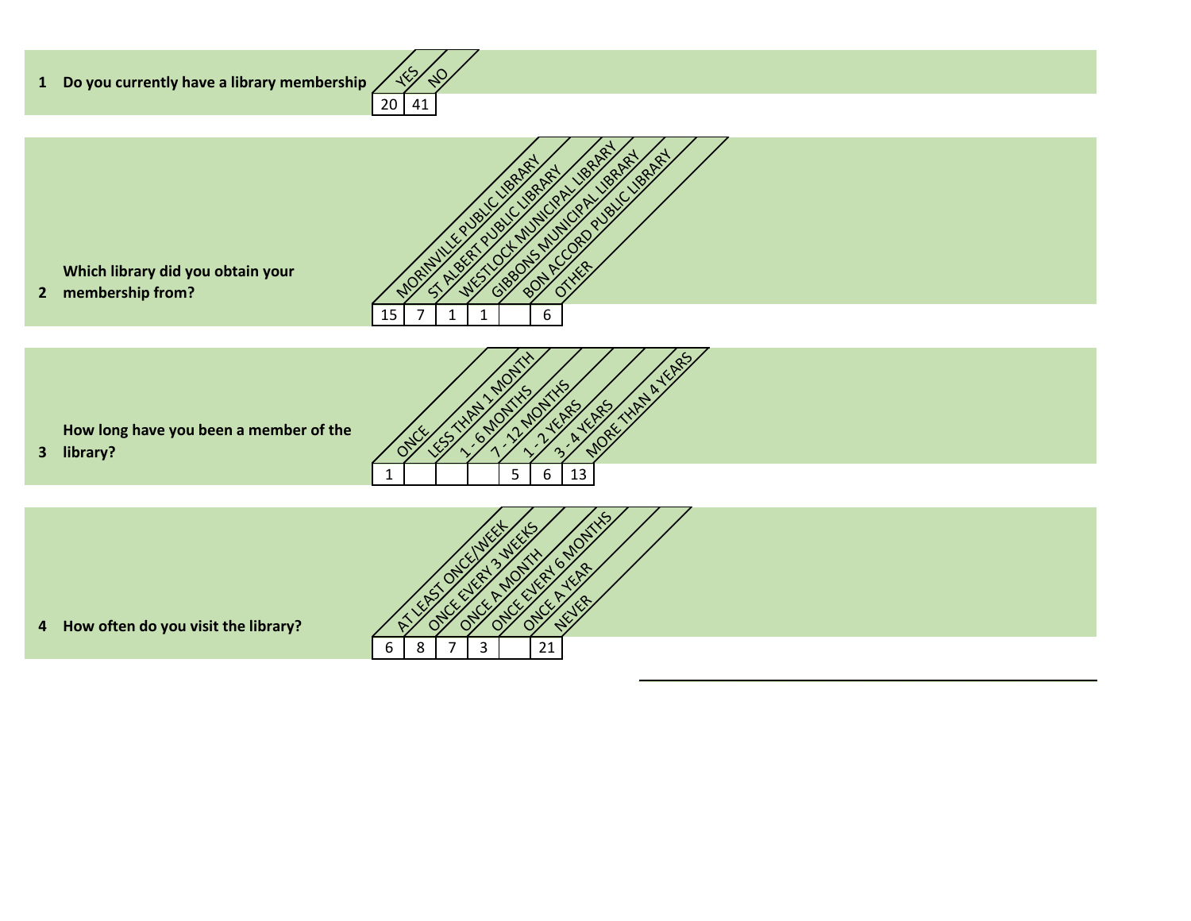**1 Do you currently have a library membership**

| YES | NO |
|---|---|
| 20 | 41 |

**2 Which library did you obtain your membership from?**

| MORINVILLE PUBLIC LIBRARY | ST ALBERT PUBLIC LIBRARY | WESTLOCK MUNICIPAL LIBRARY | GIBBONS MUNICIPAL LIBRARY | BON ACCORD PUBLIC LIBRARY | OTHER |
|---|---|---|---|---|---|
| 15 | 7 | 1 | 1 | | 6 |

**3 How long have you been a member of the library?**

| ONCE | LESS THAN 1 MONTH | 1 - 6 MONTHS | 7 - 12 MONTHS | 1 - 2 YEARS | 3 - 4 YEARS | MORE THAN 4 YEARS |
|---|---|---|---|---|---|---|
| 1 | | | | 5 | 6 | 13 |

**4 How often do you visit the library?**

| AT LEAST ONCE/WEEK | ONCE EVERY 3 WEEKS | ONCE A MONTH | ONCE EVERY 6 MONTHS | ONCE A YEAR | NEVER |
|---|---|---|---|---|---|
| 6 | 8 | 7 | 3 | | 21 |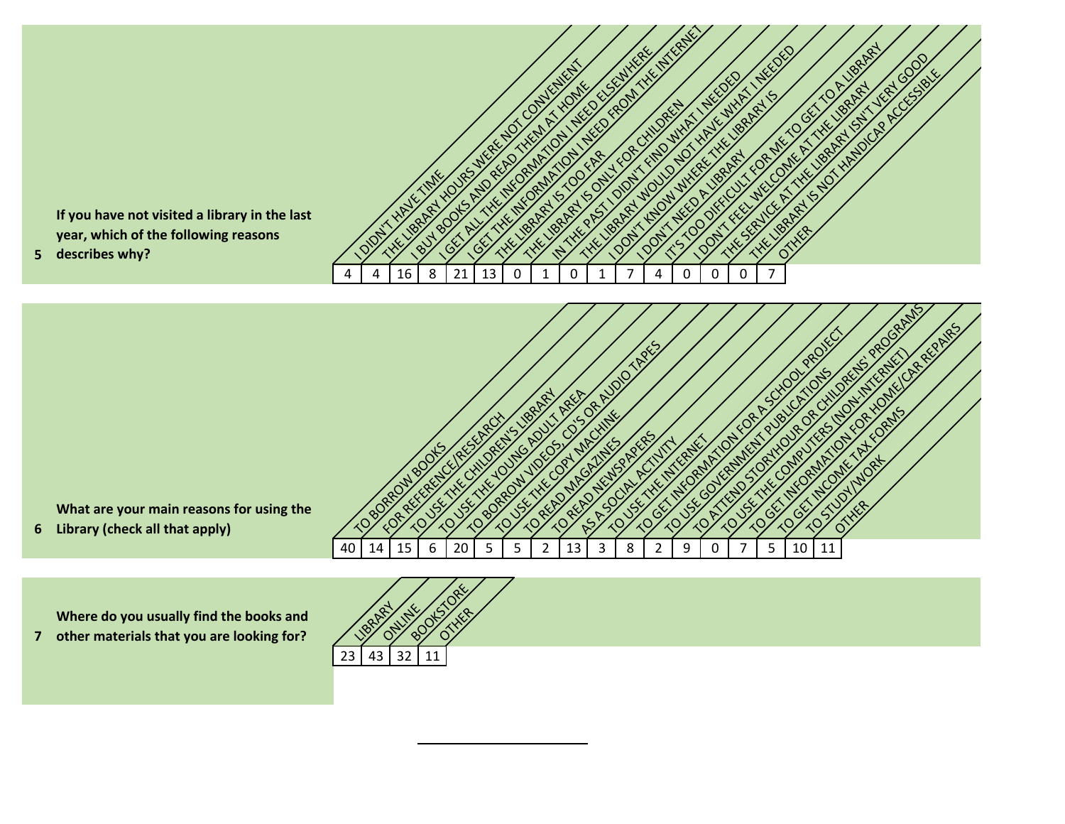**5** **If you have not visited a library in the last year, which of the following reasons describes why?**

| I DIDN'T HAVE TIME | THE LIBRARY HOURS WERE NOT CONVENIENT | I BUY BOOKS AND READ THEM AT HOME | I GET ALL THE INFORMATION I NEED ELSEWHERE | I GET THE INFORMATION I NEED FROM THE INTERNET | THE LIBRARY IS TOO FAR | THE LIBRARY IS ONLY FOR CHILDREN | IN THE PAST I DIDN'T FIND WHAT I NEEDED | THE LIBRARY WOULD NOT HAVE WHAT I NEEDED | I DON'T KNOW WHERE THE LIBRARY IS | I DON'T NEED A LIBRARY | IT'S TOO DIFFICULT FOR ME TO GET TO A LIBRARY | I DON'T FEEL WELCOME AT THE LIBRARY | THE SERVICE AT THE LIBRARY ISN'T VERY GOOD | THE LIBRARY IS NOT HANDICAP ACCESSIBLE | OTHER |
|---|---|---|---|---|---|---|---|---|---|---|---|---|---|---|---|
| 4 | 4 | 16 | 8 | 21 | 13 | 0 | 1 | 0 | 1 | 7 | 4 | 0 | 0 | 0 | 7 |

**6** **What are your main reasons for using the Library (check all that apply)**

| TO BORROW BOOKS | FOR REFERENCE/RESEARCH | TO USE THE CHILDREN'S LIBRARY | TO USE THE YOUNG ADULT AREA | TO BORROW VIDEOS, CD'S OR AUDIO TAPES | TO USE THE COPY MACHINE | TO READ MAGAZINES | TO READ NEWSPAPERS | AS A SOCIAL ACTIVITY | TO USE THE INTERNET | TO GET INFORMATION FOR A SCHOOL PROJECT | TO USE GOVERNMENT PUBLICATIONS | TO ATTEND STORYHOUR OR CHILDRENS' PROGRAMS | TO USE THE COMPUTERS (NON-INTERNET) | TO GET INFORMATION FOR HOME/CAR REPAIRS | TO GET INCOME TAX FORMS | TO STUDY/WORK | OTHER |
|---|---|---|---|---|---|---|---|---|---|---|---|---|---|---|---|---|---|
| 40 | 14 | 15 | 6 | 20 | 5 | 5 | 2 | 13 | 3 | 8 | 2 | 9 | 0 | 7 | 5 | 10 | 11 |

**7** **Where do you usually find the books and other materials that you are looking for?**

| LIBRARY | ONLINE | BOOKSTORE | OTHER |
|---|---|---|---|
| 23 | 43 | 32 | 11 |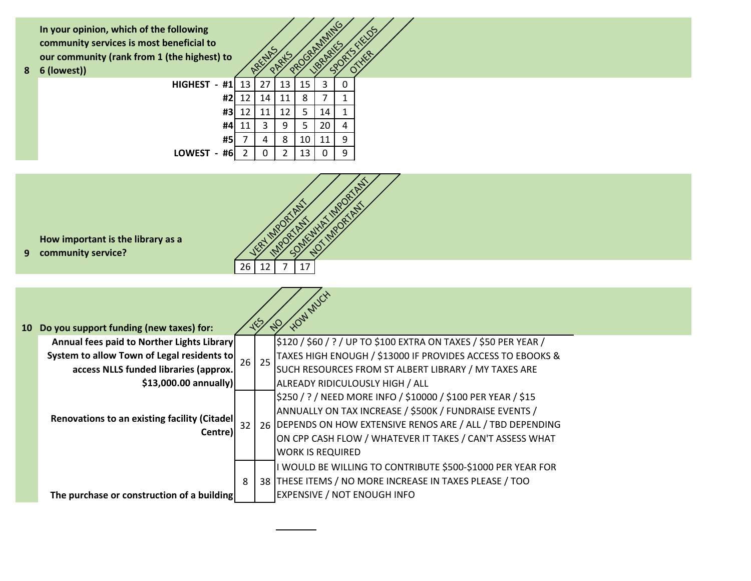**8** **In your opinion, which of the following community services is most beneficial to our community (rank from 1 (the highest) to 6 (lowest))**

| | ARENAS | PARKS | PROGRAMMING | LIBRARIES | SPORTS FIELDS | OTHER |
|---|---|---|---|---|---|---|
| **HIGHEST - #1** | 13 | 27 | 13 | 15 | 3 | 0 |
| **#2** | 12 | 14 | 11 | 8 | 7 | 1 |
| **#3** | 12 | 11 | 12 | 5 | 14 | 1 |
| **#4** | 11 | 3 | 9 | 5 | 20 | 4 |
| **#5** | 7 | 4 | 8 | 10 | 11 | 9 |
| **LOWEST - #6** | 2 | 0 | 2 | 13 | 0 | 9 |

**9** **How important is the library as a community service?**

| VERY IMPORTANT | IMPORTANT | SOMEWHAT IMPORTANT | NOT IMPORTANT |
|---|---|---|---|
| 26 | 12 | 7 | 17 |

**10** **Do you support funding (new taxes) for:**

| | YES | NO | HOW MUCH |
|---|---|---|---|
| **Annual fees paid to Norther Lights Library System to allow Town of Legal residents to access NLLS funded libraries (approx. $13,000.00 annually)** | 26 | 25 | $120 / $60 / ? / UP TO $100 EXTRA ON TAXES / $50 PER YEAR / TAXES HIGH ENOUGH / $13000 IF PROVIDES ACCESS TO EBOOKS & SUCH RESOURCES FROM ST ALBERT LIBRARY / MY TAXES ARE ALREADY RIDICULOUSLY HIGH / ALL |
| **Renovations to an existing facility (Citadel Centre)** | 32 | 26 | $250 / ? / NEED MORE INFO / $10000 / $100 PER YEAR / $15 ANNUALLY ON TAX INCREASE / $500K / FUNDRAISE EVENTS / DEPENDS ON HOW EXTENSIVE RENOS ARE / ALL / TBD DEPENDING ON CPP CASH FLOW / WHATEVER IT TAKES / CAN'T ASSESS WHAT WORK IS REQUIRED |
| **The purchase or construction of a building** | 8 | 38 | I WOULD BE WILLING TO CONTRIBUTE $500-$1000 PER YEAR FOR THESE ITEMS / NO MORE INCREASE IN TAXES PLEASE / TOO EXPENSIVE / NOT ENOUGH INFO |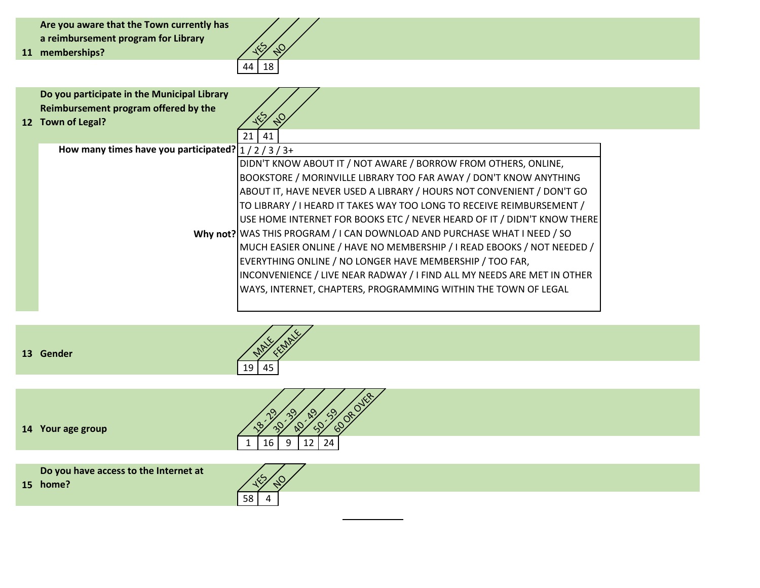**11 Are you aware that the Town currently has a reimbursement program for Library memberships?**

| YES | NO |
|---|---|
| 44 | 18 |

**12 Do you participate in the Municipal Library Reimbursement program offered by the Town of Legal?**

| YES | NO |
|---|---|
| 21 | 41 |

**How many times have you participated?** 1 / 2 / 3 / 3+

**Why not?** DIDN'T KNOW ABOUT IT / NOT AWARE / BORROW FROM OTHERS, ONLINE, BOOKSTORE / MORINVILLE LIBRARY TOO FAR AWAY / DON'T KNOW ANYTHING ABOUT IT, HAVE NEVER USED A LIBRARY / HOURS NOT CONVENIENT / DON'T GO TO LIBRARY / I HEARD IT TAKES WAY TOO LONG TO RECEIVE REIMBURSEMENT / USE HOME INTERNET FOR BOOKS ETC / NEVER HEARD OF IT / DIDN'T KNOW THERE WAS THIS PROGRAM / I CAN DOWNLOAD AND PURCHASE WHAT I NEED / SO MUCH EASIER ONLINE / HAVE NO MEMBERSHIP / I READ EBOOKS / NOT NEEDED / EVERYTHING ONLINE / NO LONGER HAVE MEMBERSHIP / TOO FAR, INCONVENIENCE / LIVE NEAR RADWAY / I FIND ALL MY NEEDS ARE MET IN OTHER WAYS, INTERNET, CHAPTERS, PROGRAMMING WITHIN THE TOWN OF LEGAL

**13 Gender**

| MALE | FEMALE |
|---|---|
| 19 | 45 |

**14 Your age group**

| 18 - 29 | 30 - 39 | 40 - 49 | 50 - 59 | 60 OR OVER |
|---|---|---|---|---|
| 1 | 16 | 9 | 12 | 24 |

**15 Do you have access to the Internet at home?**

| YES | NO |
|---|---|
| 58 | 4 |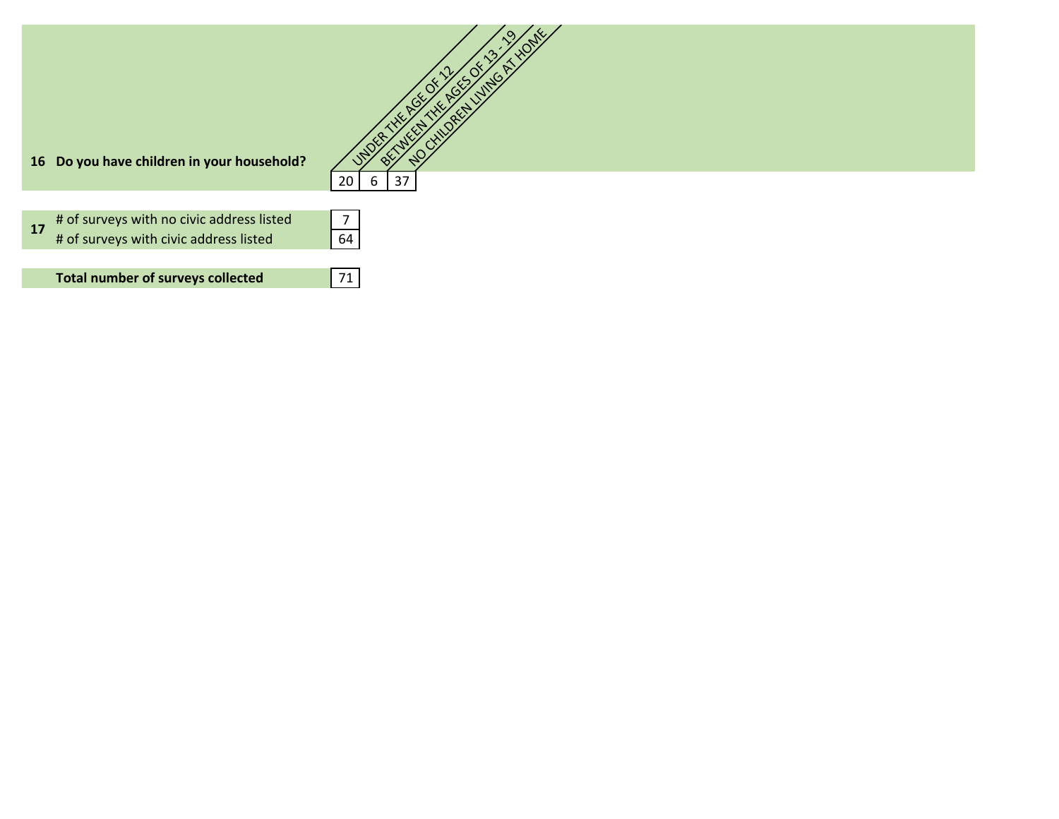| # | Question | UNDER THE AGE OF 12 | BETWEEN THE AGES OF 13 - 19 | NO CHILDREN LIVING AT HOME |
|---|---|---|---|---|
| 16 | **Do you have children in your household?** | 20 | 6 | 37 |

| # | Item | Count |
|---|---|---|
| 17 | # of surveys with no civic address listed | 7 |
| | # of surveys with civic address listed | 64 |
| | **Total number of surveys collected** | 71 |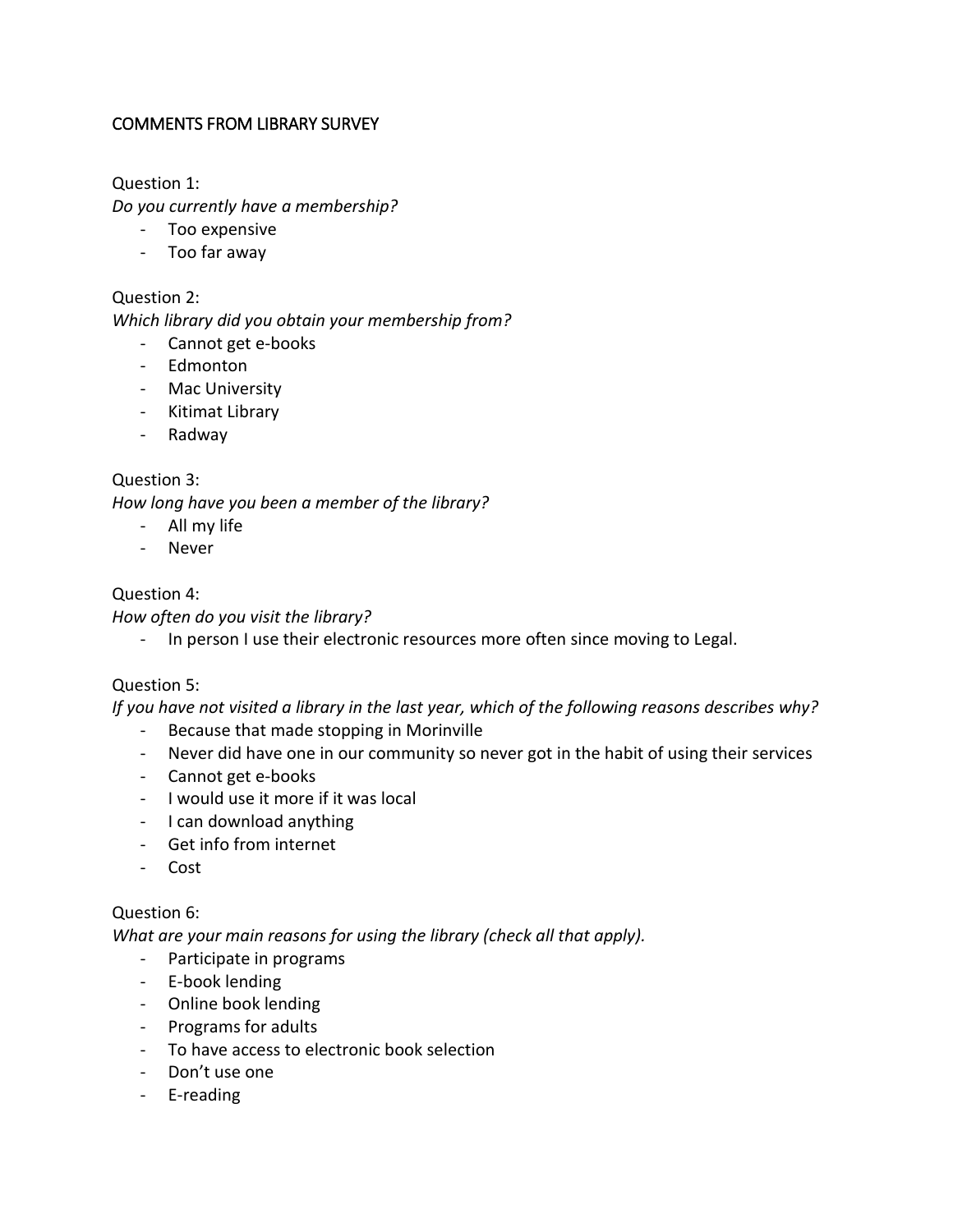# COMMENTS FROM LIBRARY SURVEY

Question 1:
*Do you currently have a membership?*

- Too expensive
- Too far away

Question 2:
*Which library did you obtain your membership from?*

- Cannot get e-books
- Edmonton
- Mac University
- Kitimat Library
- Radway

Question 3:
*How long have you been a member of the library?*

- All my life
- Never

Question 4:
*How often do you visit the library?*

- In person I use their electronic resources more often since moving to Legal.

Question 5:
*If you have not visited a library in the last year, which of the following reasons describes why?*

- Because that made stopping in Morinville
- Never did have one in our community so never got in the habit of using their services
- Cannot get e-books
- I would use it more if it was local
- I can download anything
- Get info from internet
- Cost

Question 6:
*What are your main reasons for using the library (check all that apply).*

- Participate in programs
- E-book lending
- Online book lending
- Programs for adults
- To have access to electronic book selection
- Don't use one
- E-reading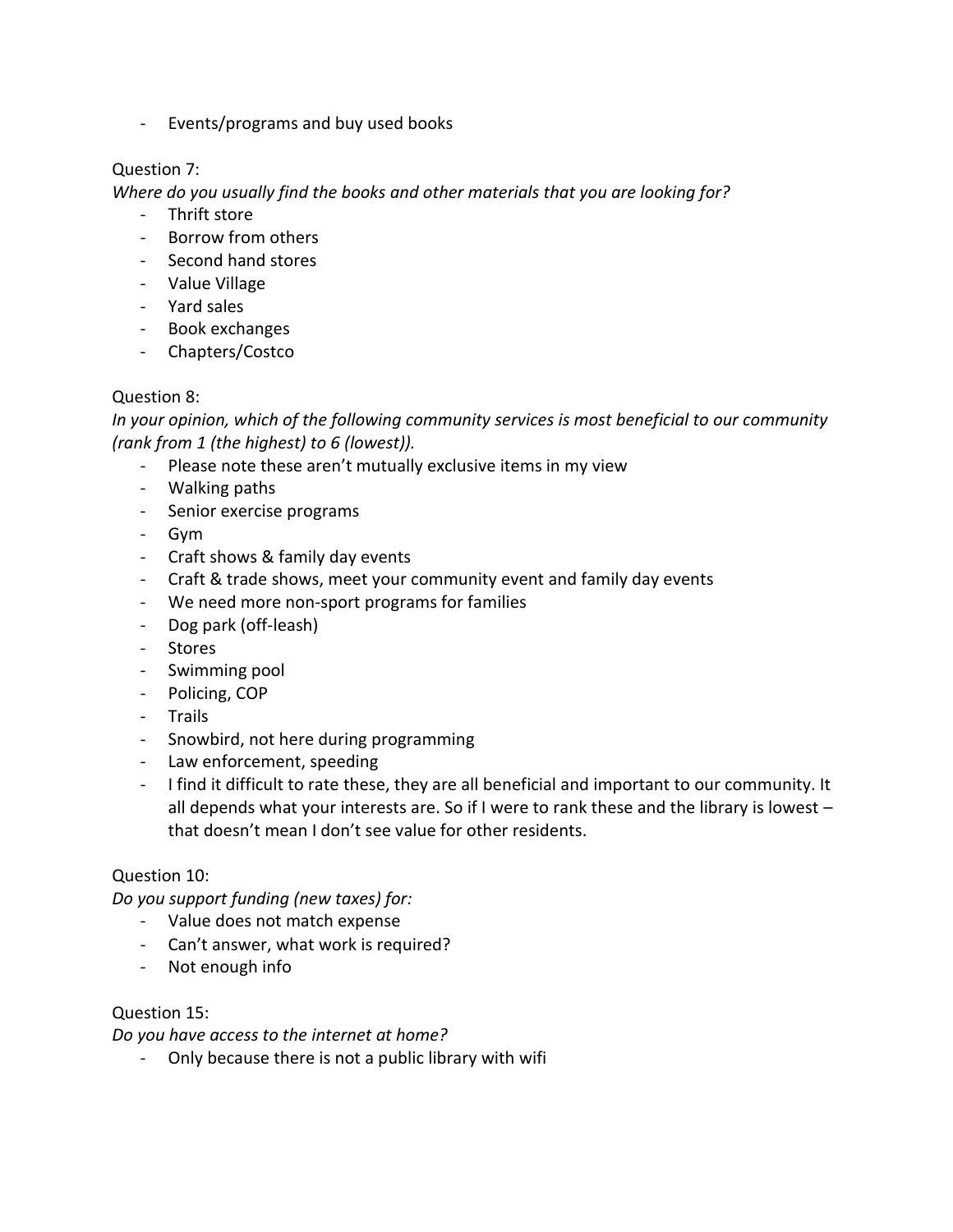- Events/programs and buy used books

Question 7:

*Where do you usually find the books and other materials that you are looking for?*

- Thrift store
- Borrow from others
- Second hand stores
- Value Village
- Yard sales
- Book exchanges
- Chapters/Costco

Question 8:

*In your opinion, which of the following community services is most beneficial to our community (rank from 1 (the highest) to 6 (lowest)).*

- Please note these aren't mutually exclusive items in my view
- Walking paths
- Senior exercise programs
- Gym
- Craft shows & family day events
- Craft & trade shows, meet your community event and family day events
- We need more non-sport programs for families
- Dog park (off-leash)
- Stores
- Swimming pool
- Policing, COP
- Trails
- Snowbird, not here during programming
- Law enforcement, speeding
- I find it difficult to rate these, they are all beneficial and important to our community. It all depends what your interests are. So if I were to rank these and the library is lowest – that doesn't mean I don't see value for other residents.

Question 10:

*Do you support funding (new taxes) for:*

- Value does not match expense
- Can't answer, what work is required?
- Not enough info

Question 15:

*Do you have access to the internet at home?*

- Only because there is not a public library with wifi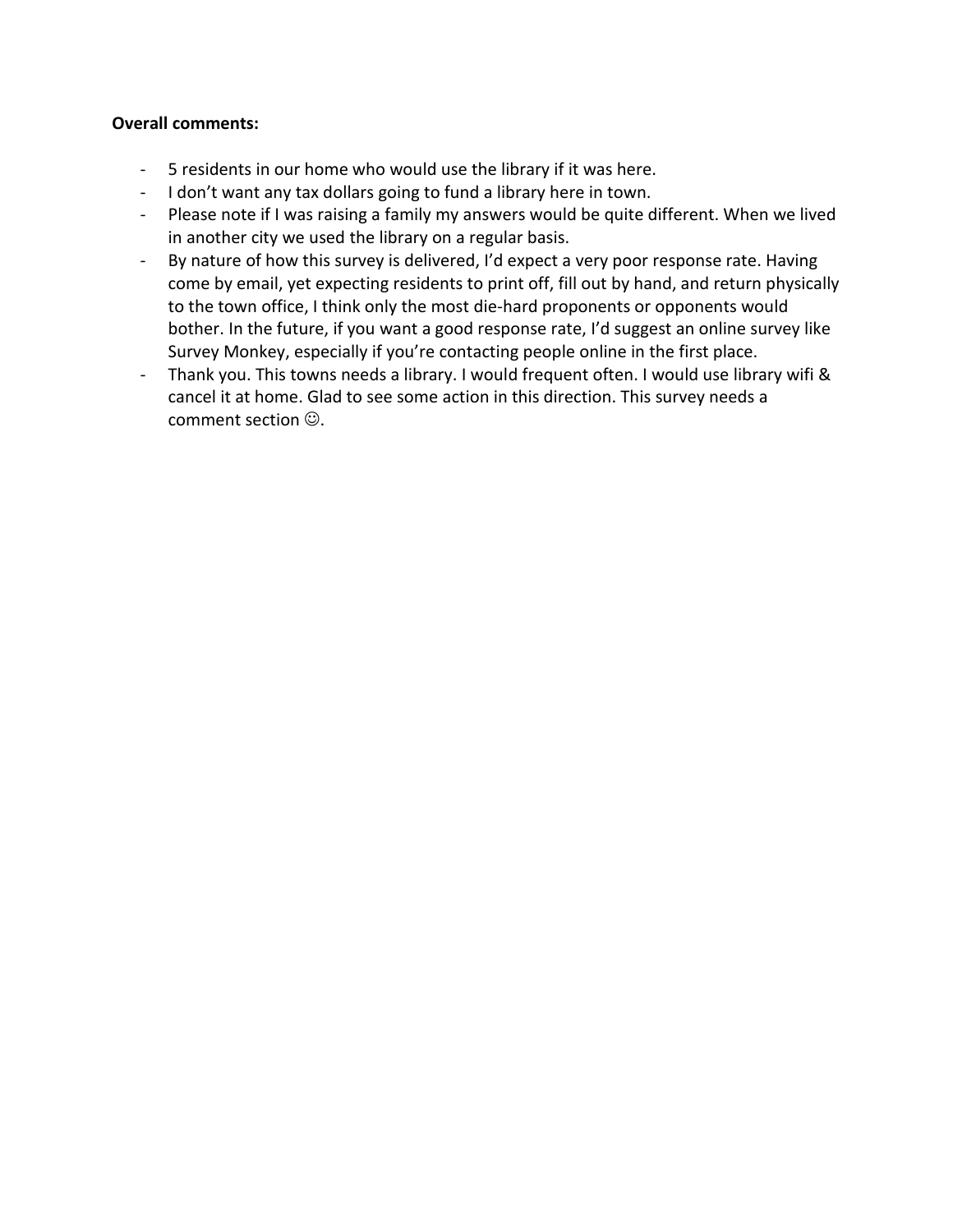**Overall comments:**

- 5 residents in our home who would use the library if it was here.
- I don't want any tax dollars going to fund a library here in town.
- Please note if I was raising a family my answers would be quite different. When we lived in another city we used the library on a regular basis.
- By nature of how this survey is delivered, I'd expect a very poor response rate. Having come by email, yet expecting residents to print off, fill out by hand, and return physically to the town office, I think only the most die-hard proponents or opponents would bother. In the future, if you want a good response rate, I'd suggest an online survey like Survey Monkey, especially if you're contacting people online in the first place.
- Thank you. This towns needs a library. I would frequent often. I would use library wifi & cancel it at home. Glad to see some action in this direction. This survey needs a comment section ☺.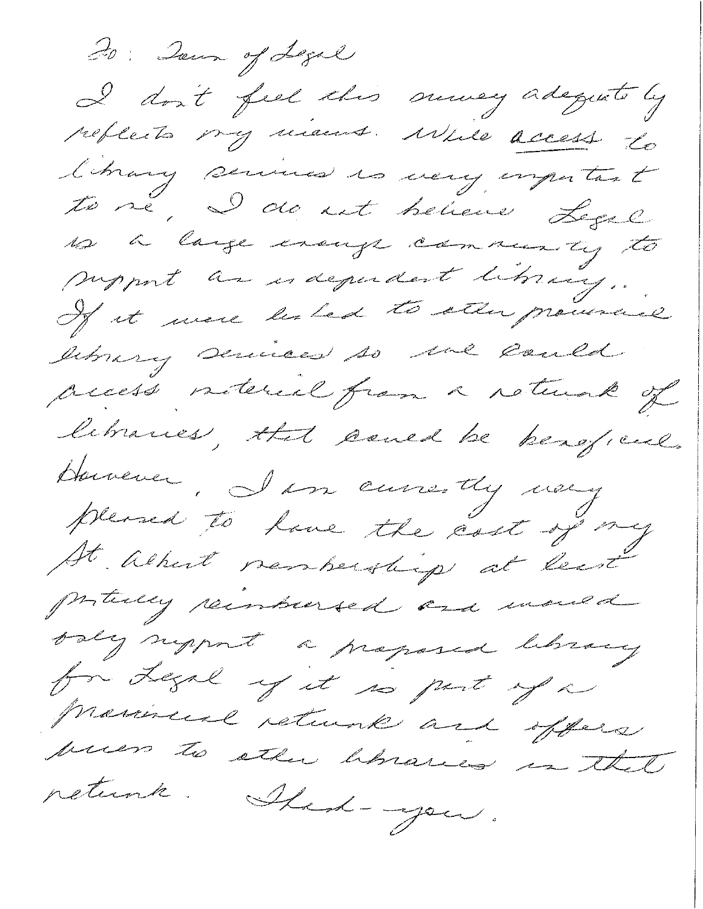To: Town of Legal

I don't feel this survey adequately reflects my views. While access to library services is very important to me, I do not believe Legal is a large enough community to support an independent library. If it were linked to other provincial library services so we could access material from a network of libraries, that would be beneficial. However, I am currently very pleased to have the cost of my St. Albert membership at least partially reimbursed and would only support a proposed library for Legal if it is part of a provincial network and offers access to other libraries in that network. Thank-you.